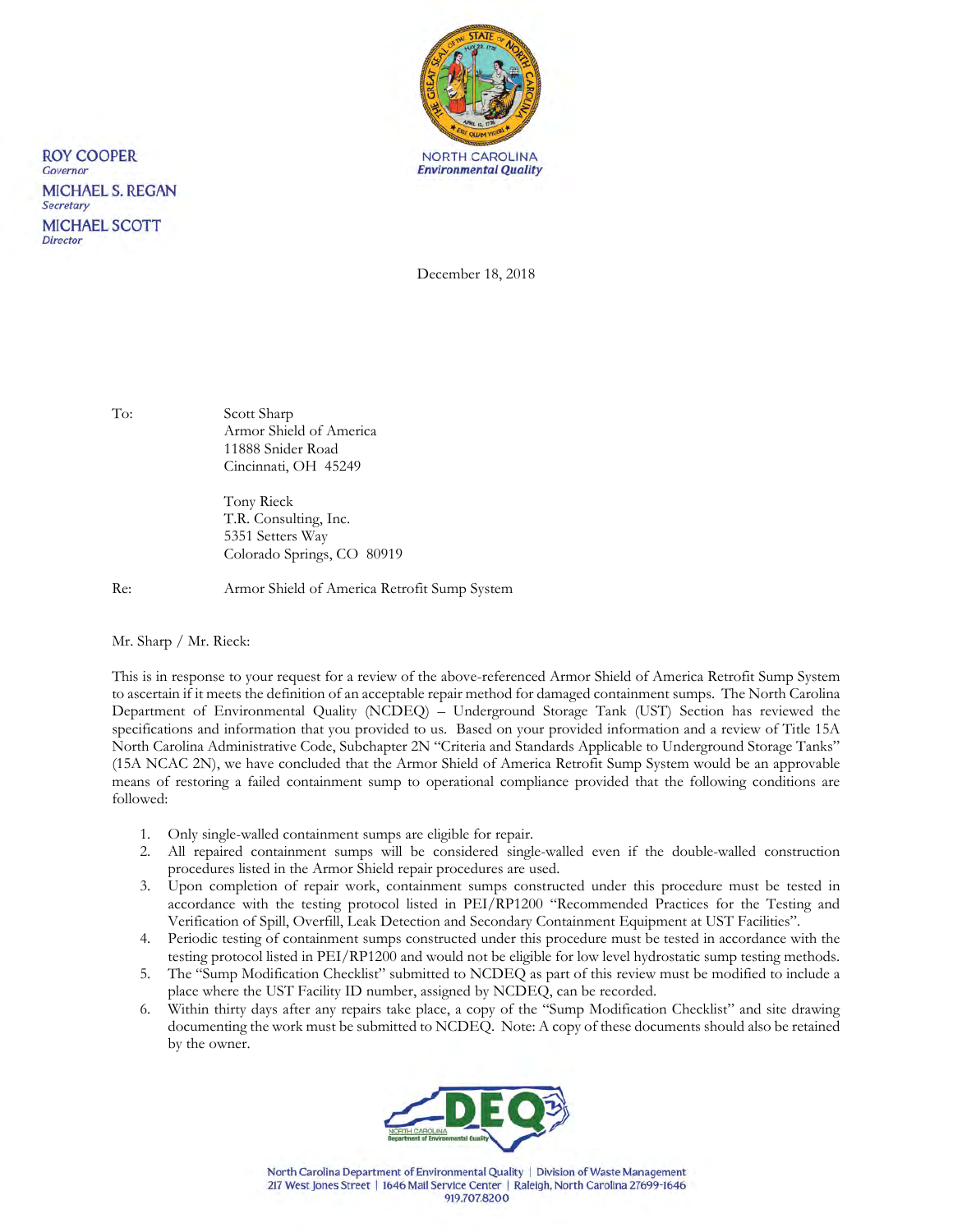ROY COOPER
*Governor*

MICHAEL S. REGAN
*Secretary*

MICHAEL SCOTT
*Director*

NORTH CAROLINA
*Environmental Quality*

December 18, 2018

To: Scott Sharp
Armor Shield of America
11888 Snider Road
Cincinnati, OH 45249

Tony Rieck
T.R. Consulting, Inc.
5351 Setters Way
Colorado Springs, CO 80919

Re: Armor Shield of America Retrofit Sump System

Mr. Sharp / Mr. Rieck:

This is in response to your request for a review of the above-referenced Armor Shield of America Retrofit Sump System to ascertain if it meets the definition of an acceptable repair method for damaged containment sumps. The North Carolina Department of Environmental Quality (NCDEQ) – Underground Storage Tank (UST) Section has reviewed the specifications and information that you provided to us. Based on your provided information and a review of Title 15A North Carolina Administrative Code, Subchapter 2N "Criteria and Standards Applicable to Underground Storage Tanks" (15A NCAC 2N), we have concluded that the Armor Shield of America Retrofit Sump System would be an approvable means of restoring a failed containment sump to operational compliance provided that the following conditions are followed:

1. Only single-walled containment sumps are eligible for repair.
2. All repaired containment sumps will be considered single-walled even if the double-walled construction procedures listed in the Armor Shield repair procedures are used.
3. Upon completion of repair work, containment sumps constructed under this procedure must be tested in accordance with the testing protocol listed in PEI/RP1200 "Recommended Practices for the Testing and Verification of Spill, Overfill, Leak Detection and Secondary Containment Equipment at UST Facilities".
4. Periodic testing of containment sumps constructed under this procedure must be tested in accordance with the testing protocol listed in PEI/RP1200 and would not be eligible for low level hydrostatic sump testing methods.
5. The "Sump Modification Checklist" submitted to NCDEQ as part of this review must be modified to include a place where the UST Facility ID number, assigned by NCDEQ, can be recorded.
6. Within thirty days after any repairs take place, a copy of the "Sump Modification Checklist" and site drawing documenting the work must be submitted to NCDEQ. Note: A copy of these documents should also be retained by the owner.

North Carolina Department of Environmental Quality | Division of Waste Management
217 West Jones Street | 1646 Mail Service Center | Raleigh, North Carolina 27699-1646
919.707.8200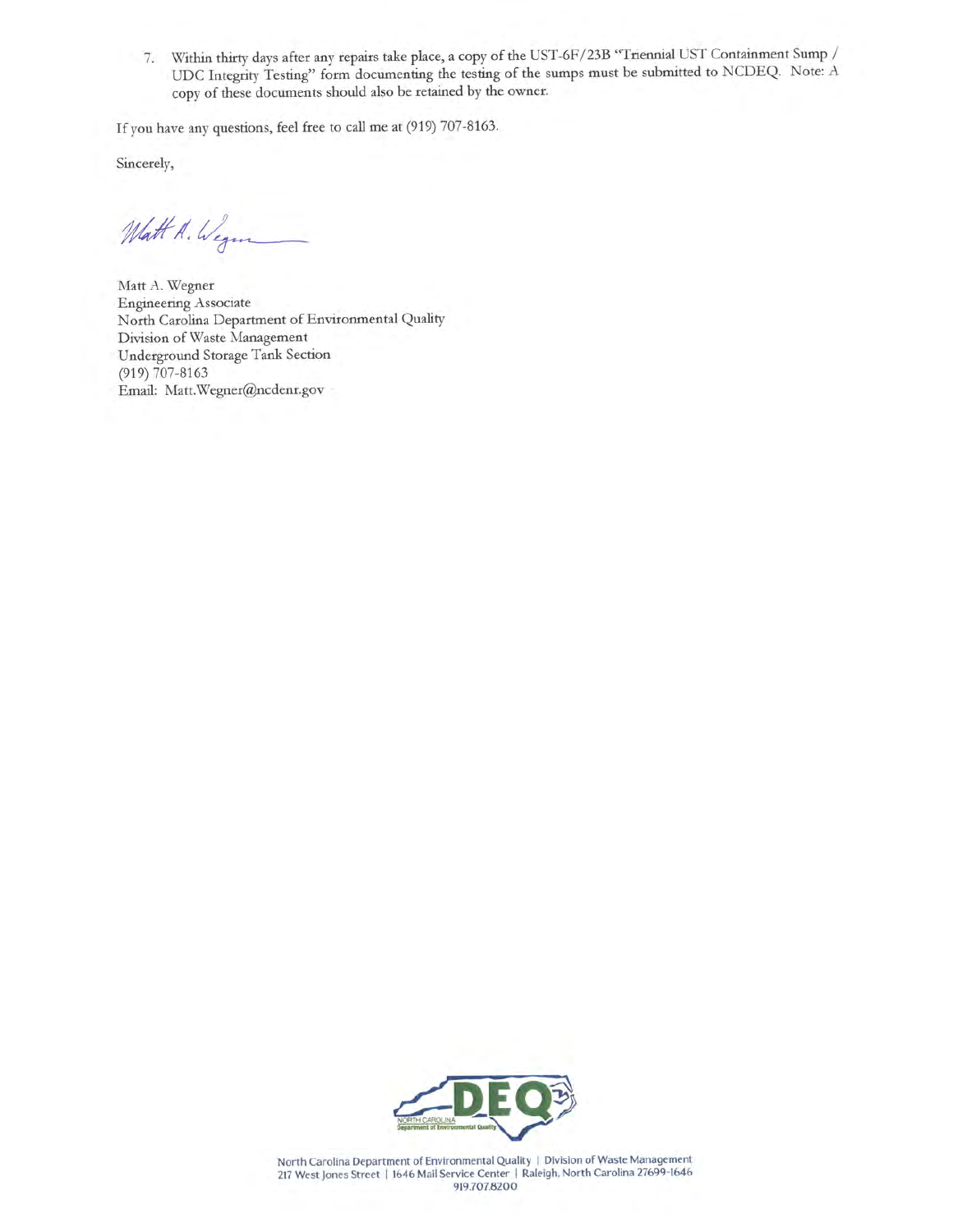7. Within thirty days after any repairs take place, a copy of the UST-6F/23B "Triennial UST Containment Sump / UDC Integrity Testing" form documenting the testing of the sumps must be submitted to NCDEQ. Note: A copy of these documents should also be retained by the owner.

If you have any questions, feel free to call me at (919) 707-8163.

Sincerely,

Matt A. Wegner

Matt A. Wegner
Engineering Associate
North Carolina Department of Environmental Quality
Division of Waste Management
Underground Storage Tank Section
(919) 707-8163
Email: Matt.Wegner@ncdenr.gov

North Carolina Department of Environmental Quality | Division of Waste Management
217 West Jones Street | 1646 Mail Service Center | Raleigh, North Carolina 27699-1646
919.707.8200